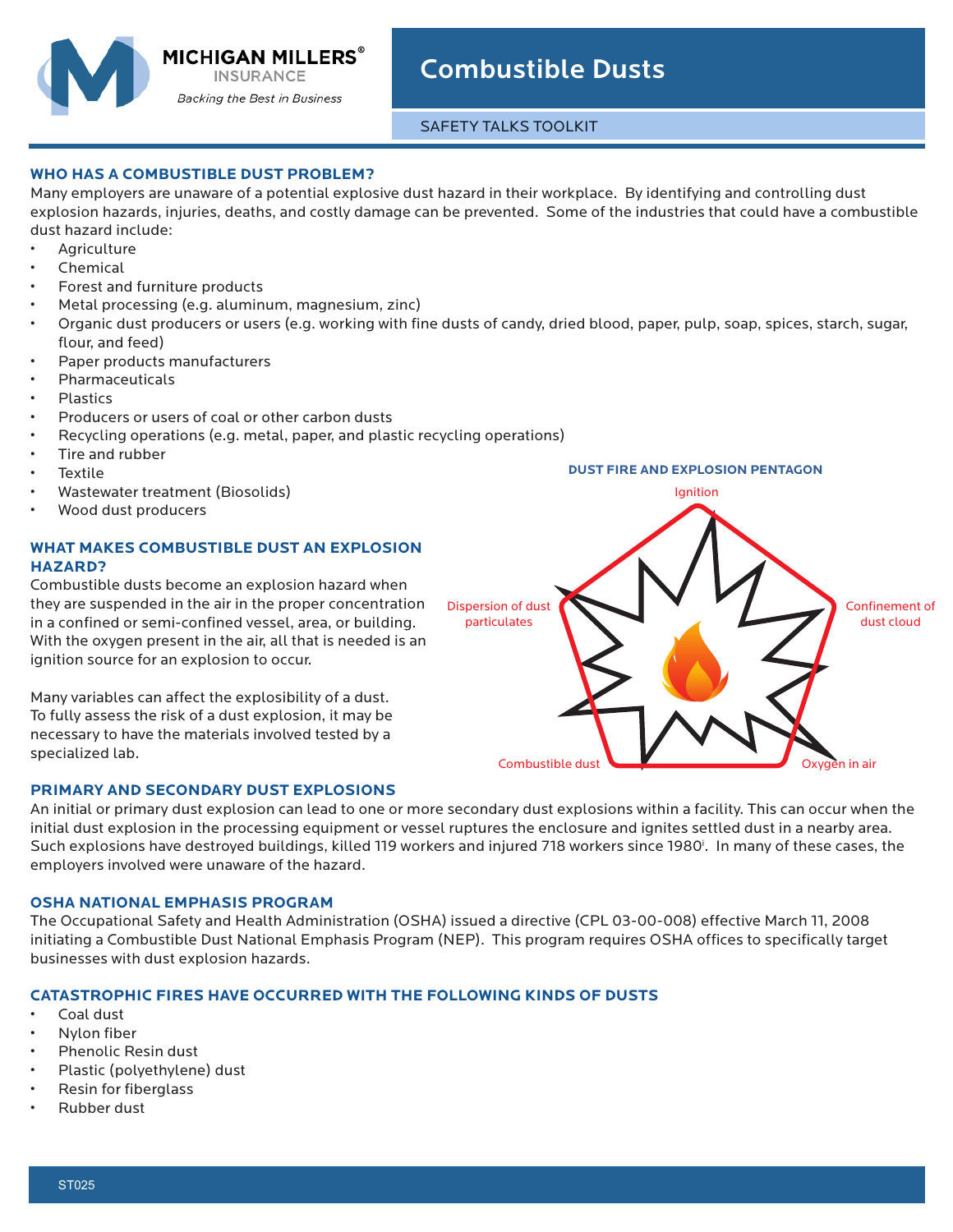MICHIGAN MILLERS® INSURANCE
*Backing the Best in Business*

# Combustible Dusts

SAFETY TALKS TOOLKIT

## WHO HAS A COMBUSTIBLE DUST PROBLEM?

Many employers are unaware of a potential explosive dust hazard in their workplace. By identifying and controlling dust explosion hazards, injuries, deaths, and costly damage can be prevented. Some of the industries that could have a combustible dust hazard include:

- Agriculture
- Chemical
- Forest and furniture products
- Metal processing (e.g. aluminum, magnesium, zinc)
- Organic dust producers or users (e.g. working with fine dusts of candy, dried blood, paper, pulp, soap, spices, starch, sugar, flour, and feed)
- Paper products manufacturers
- Pharmaceuticals
- Plastics
- Producers or users of coal or other carbon dusts
- Recycling operations (e.g. metal, paper, and plastic recycling operations)
- Tire and rubber
- Textile
- Wastewater treatment (Biosolids)
- Wood dust producers

## WHAT MAKES COMBUSTIBLE DUST AN EXPLOSION HAZARD?

Combustible dusts become an explosion hazard when they are suspended in the air in the proper concentration in a confined or semi-confined vessel, area, or building. With the oxygen present in the air, all that is needed is an ignition source for an explosion to occur.

Many variables can affect the explosibility of a dust. To fully assess the risk of a dust explosion, it may be necessary to have the materials involved tested by a specialized lab.

**DUST FIRE AND EXPLOSION PENTAGON**

Ignition; Confinement of dust cloud; Oxygen in air; Combustible dust; Dispersion of dust particulates

## PRIMARY AND SECONDARY DUST EXPLOSIONS

An initial or primary dust explosion can lead to one or more secondary dust explosions within a facility. This can occur when the initial dust explosion in the processing equipment or vessel ruptures the enclosure and ignites settled dust in a nearby area. Such explosions have destroyed buildings, killed 119 workers and injured 718 workers since 1980[i]. In many of these cases, the employers involved were unaware of the hazard.

## OSHA NATIONAL EMPHASIS PROGRAM

The Occupational Safety and Health Administration (OSHA) issued a directive (CPL 03-00-008) effective March 11, 2008 initiating a Combustible Dust National Emphasis Program (NEP). This program requires OSHA offices to specifically target businesses with dust explosion hazards.

## CATASTROPHIC FIRES HAVE OCCURRED WITH THE FOLLOWING KINDS OF DUSTS

- Coal dust
- Nylon fiber
- Phenolic Resin dust
- Plastic (polyethylene) dust
- Resin for fiberglass
- Rubber dust

ST025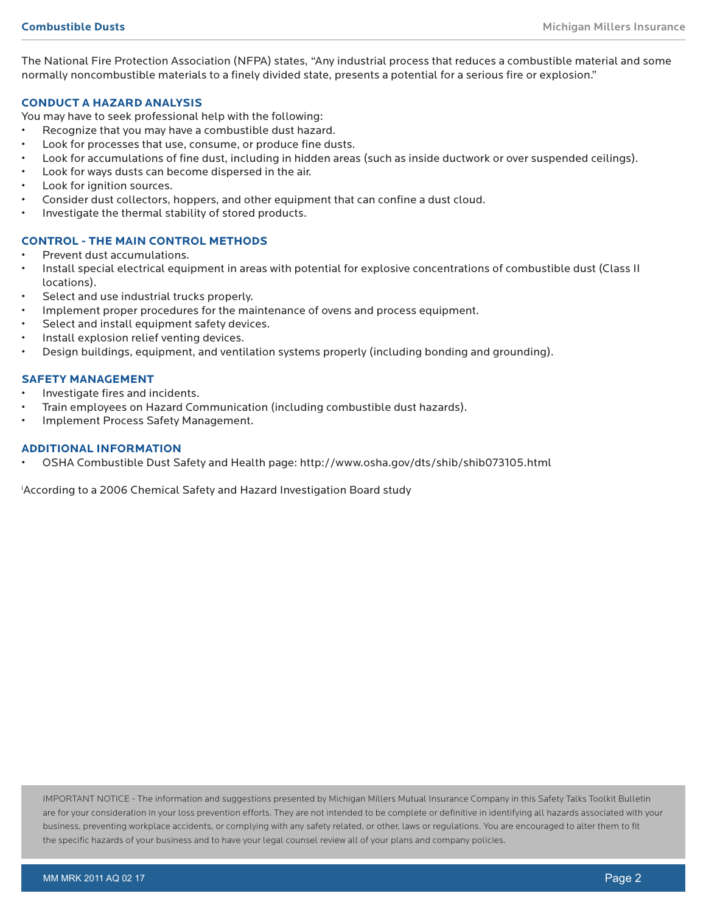The National Fire Protection Association (NFPA) states, "Any industrial process that reduces a combustible material and some normally noncombustible materials to a finely divided state, presents a potential for a serious fire or explosion."

## CONDUCT A HAZARD ANALYSIS

You may have to seek professional help with the following:

- Recognize that you may have a combustible dust hazard.
- Look for processes that use, consume, or produce fine dusts.
- Look for accumulations of fine dust, including in hidden areas (such as inside ductwork or over suspended ceilings).
- Look for ways dusts can become dispersed in the air.
- Look for ignition sources.
- Consider dust collectors, hoppers, and other equipment that can confine a dust cloud.
- Investigate the thermal stability of stored products.

## CONTROL - THE MAIN CONTROL METHODS

- Prevent dust accumulations.
- Install special electrical equipment in areas with potential for explosive concentrations of combustible dust (Class II locations).
- Select and use industrial trucks properly.
- Implement proper procedures for the maintenance of ovens and process equipment.
- Select and install equipment safety devices.
- Install explosion relief venting devices.
- Design buildings, equipment, and ventilation systems properly (including bonding and grounding).

## SAFETY MANAGEMENT

- Investigate fires and incidents.
- Train employees on Hazard Communication (including combustible dust hazards).
- Implement Process Safety Management.

## ADDITIONAL INFORMATION

- OSHA Combustible Dust Safety and Health page: http://www.osha.gov/dts/shib/shib073105.html

[i]According to a 2006 Chemical Safety and Hazard Investigation Board study

IMPORTANT NOTICE - The information and suggestions presented by Michigan Millers Mutual Insurance Company in this Safety Talks Toolkit Bulletin are for your consideration in your loss prevention efforts. They are not intended to be complete or definitive in identifying all hazards associated with your business, preventing workplace accidents, or complying with any safety related, or other, laws or regulations. You are encouraged to alter them to fit the specific hazards of your business and to have your legal counsel review all of your plans and company policies.

MM MRK 2011 AQ 02 17